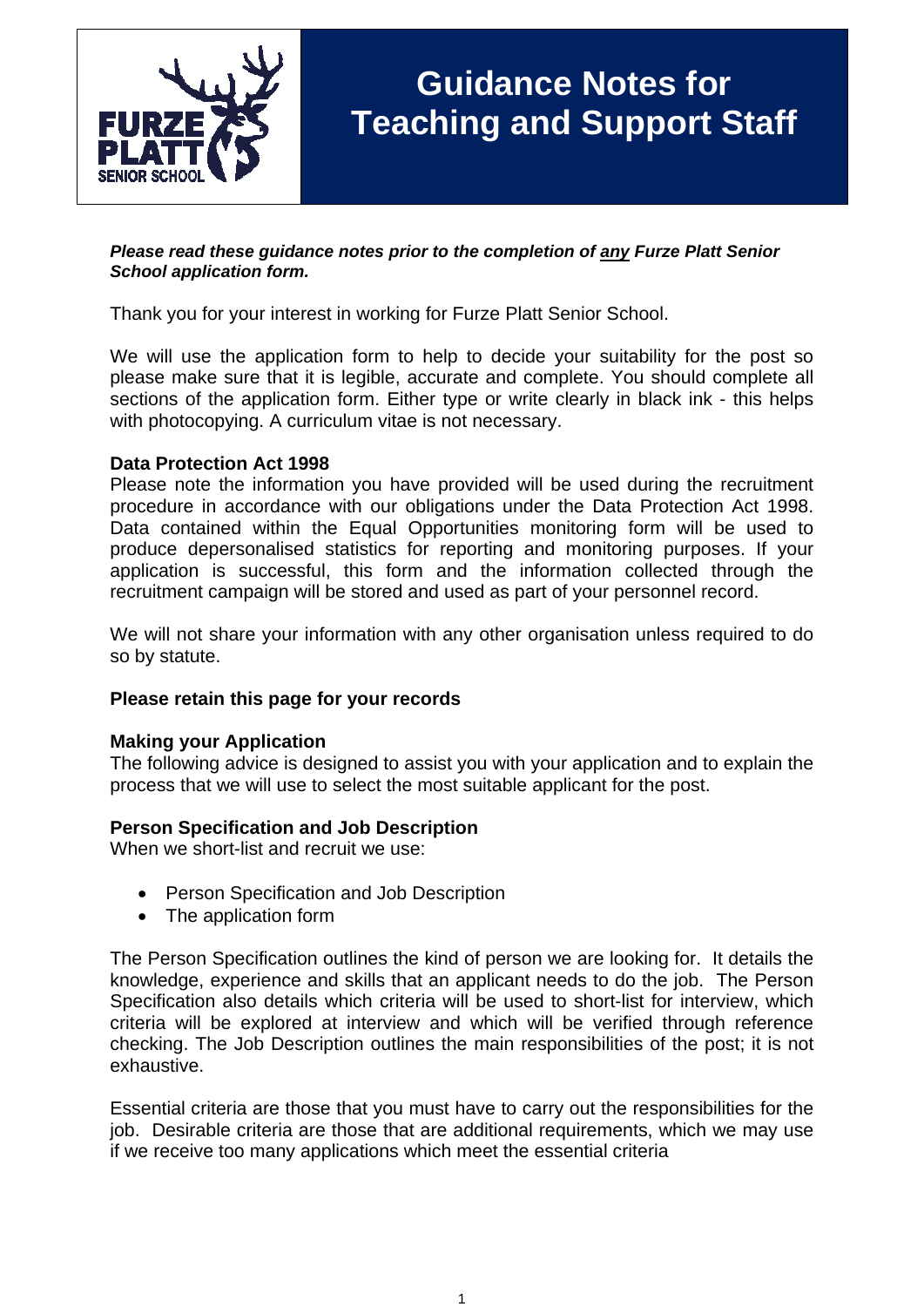# Guidance Notes for Teaching and Support Staff

***Please read these guidance notes prior to the completion of <u>any</u> Furze Platt Senior School application form.***

Thank you for your interest in working for Furze Platt Senior School.

We will use the application form to help to decide your suitability for the post so please make sure that it is legible, accurate and complete. You should complete all sections of the application form. Either type or write clearly in black ink - this helps with photocopying. A curriculum vitae is not necessary.

**Data Protection Act 1998**

Please note the information you have provided will be used during the recruitment procedure in accordance with our obligations under the Data Protection Act 1998. Data contained within the Equal Opportunities monitoring form will be used to produce depersonalised statistics for reporting and monitoring purposes. If your application is successful, this form and the information collected through the recruitment campaign will be stored and used as part of your personnel record.

We will not share your information with any other organisation unless required to do so by statute.

**Please retain this page for your records**

**Making your Application**

The following advice is designed to assist you with your application and to explain the process that we will use to select the most suitable applicant for the post.

**Person Specification and Job Description**

When we short-list and recruit we use:

- Person Specification and Job Description
- The application form

The Person Specification outlines the kind of person we are looking for. It details the knowledge, experience and skills that an applicant needs to do the job. The Person Specification also details which criteria will be used to short-list for interview, which criteria will be explored at interview and which will be verified through reference checking. The Job Description outlines the main responsibilities of the post; it is not exhaustive.

Essential criteria are those that you must have to carry out the responsibilities for the job. Desirable criteria are those that are additional requirements, which we may use if we receive too many applications which meet the essential criteria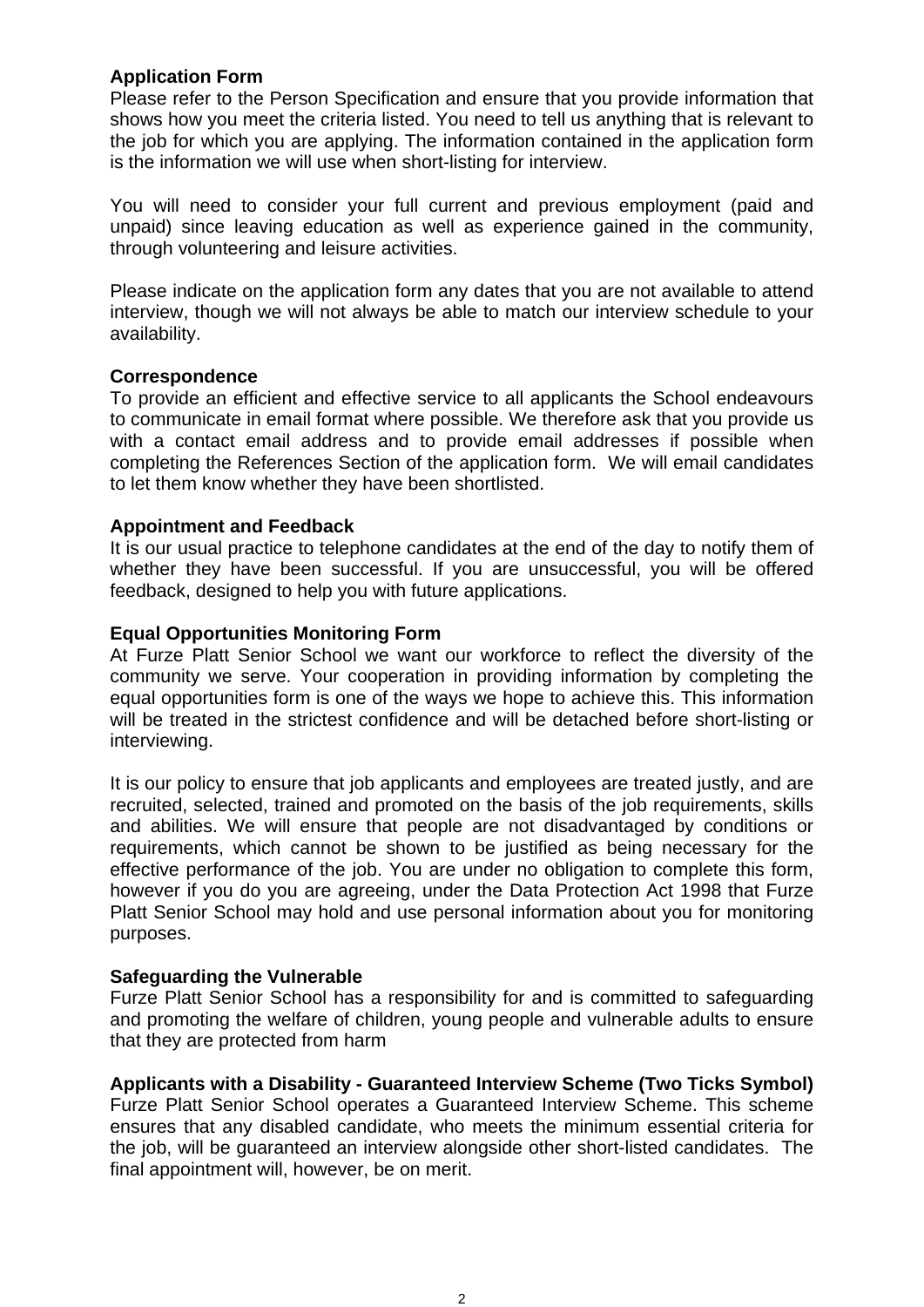**Application Form**

Please refer to the Person Specification and ensure that you provide information that shows how you meet the criteria listed. You need to tell us anything that is relevant to the job for which you are applying. The information contained in the application form is the information we will use when short-listing for interview.

You will need to consider your full current and previous employment (paid and unpaid) since leaving education as well as experience gained in the community, through volunteering and leisure activities.

Please indicate on the application form any dates that you are not available to attend interview, though we will not always be able to match our interview schedule to your availability.

**Correspondence**

To provide an efficient and effective service to all applicants the School endeavours to communicate in email format where possible. We therefore ask that you provide us with a contact email address and to provide email addresses if possible when completing the References Section of the application form. We will email candidates to let them know whether they have been shortlisted.

**Appointment and Feedback**

It is our usual practice to telephone candidates at the end of the day to notify them of whether they have been successful. If you are unsuccessful, you will be offered feedback, designed to help you with future applications.

**Equal Opportunities Monitoring Form**

At Furze Platt Senior School we want our workforce to reflect the diversity of the community we serve. Your cooperation in providing information by completing the equal opportunities form is one of the ways we hope to achieve this. This information will be treated in the strictest confidence and will be detached before short-listing or interviewing.

It is our policy to ensure that job applicants and employees are treated justly, and are recruited, selected, trained and promoted on the basis of the job requirements, skills and abilities. We will ensure that people are not disadvantaged by conditions or requirements, which cannot be shown to be justified as being necessary for the effective performance of the job. You are under no obligation to complete this form, however if you do you are agreeing, under the Data Protection Act 1998 that Furze Platt Senior School may hold and use personal information about you for monitoring purposes.

**Safeguarding the Vulnerable**

Furze Platt Senior School has a responsibility for and is committed to safeguarding and promoting the welfare of children, young people and vulnerable adults to ensure that they are protected from harm

**Applicants with a Disability - Guaranteed Interview Scheme (Two Ticks Symbol)**

Furze Platt Senior School operates a Guaranteed Interview Scheme. This scheme ensures that any disabled candidate, who meets the minimum essential criteria for the job, will be guaranteed an interview alongside other short-listed candidates. The final appointment will, however, be on merit.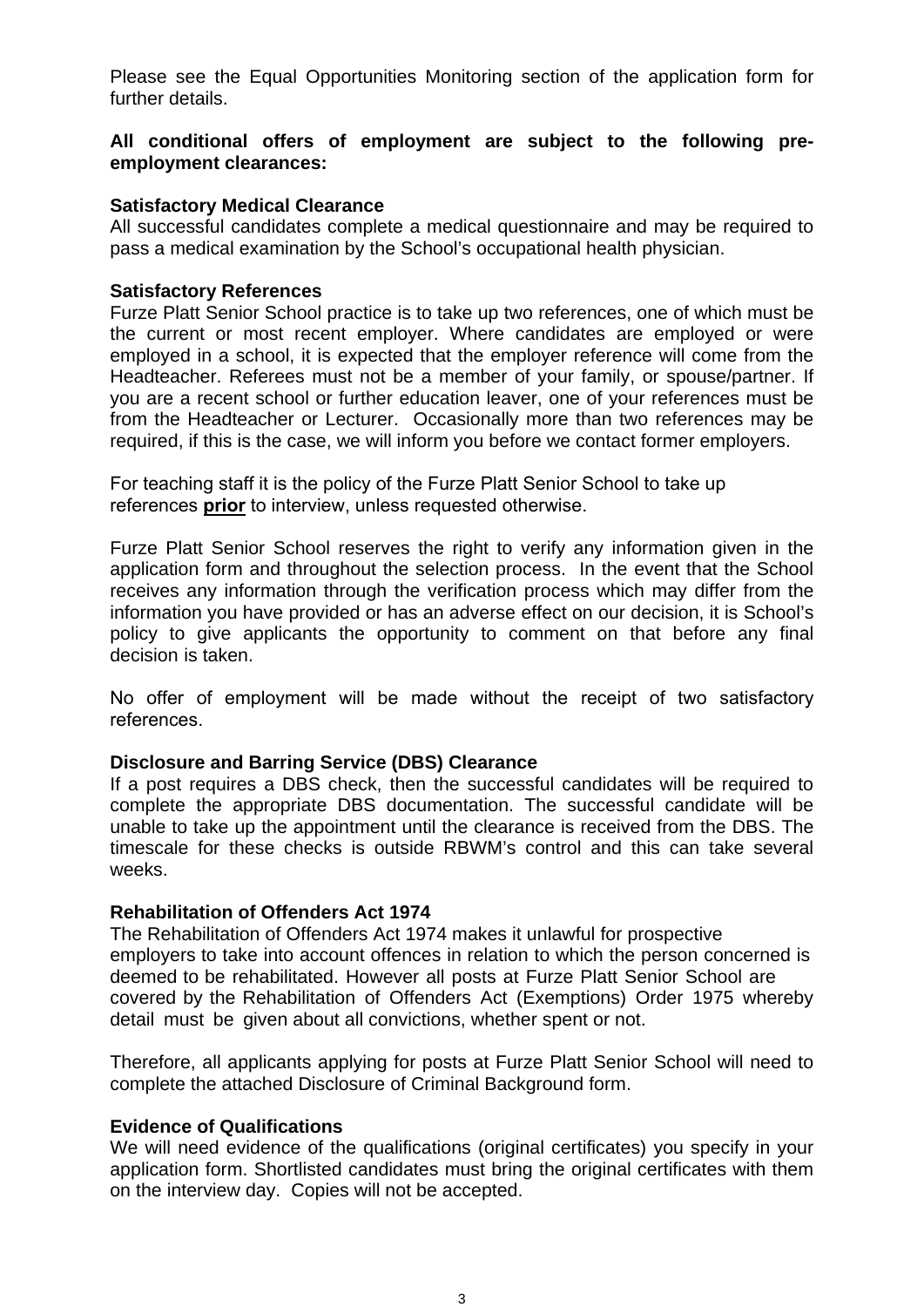Please see the Equal Opportunities Monitoring section of the application form for further details.

**All conditional offers of employment are subject to the following pre-employment clearances:**

**Satisfactory Medical Clearance**
All successful candidates complete a medical questionnaire and may be required to pass a medical examination by the School's occupational health physician.

**Satisfactory References**
Furze Platt Senior School practice is to take up two references, one of which must be the current or most recent employer. Where candidates are employed or were employed in a school, it is expected that the employer reference will come from the Headteacher. Referees must not be a member of your family, or spouse/partner. If you are a recent school or further education leaver, one of your references must be from the Headteacher or Lecturer. Occasionally more than two references may be required, if this is the case, we will inform you before we contact former employers.

For teaching staff it is the policy of the Furze Platt Senior School to take up references **prior** to interview, unless requested otherwise.

Furze Platt Senior School reserves the right to verify any information given in the application form and throughout the selection process. In the event that the School receives any information through the verification process which may differ from the information you have provided or has an adverse effect on our decision, it is School's policy to give applicants the opportunity to comment on that before any final decision is taken.

No offer of employment will be made without the receipt of two satisfactory references.

**Disclosure and Barring Service (DBS) Clearance**
If a post requires a DBS check, then the successful candidates will be required to complete the appropriate DBS documentation. The successful candidate will be unable to take up the appointment until the clearance is received from the DBS. The timescale for these checks is outside RBWM's control and this can take several weeks.

**Rehabilitation of Offenders Act 1974**
The Rehabilitation of Offenders Act 1974 makes it unlawful for prospective employers to take into account offences in relation to which the person concerned is deemed to be rehabilitated. However all posts at Furze Platt Senior School are covered by the Rehabilitation of Offenders Act (Exemptions) Order 1975 whereby detail must be given about all convictions, whether spent or not.

Therefore, all applicants applying for posts at Furze Platt Senior School will need to complete the attached Disclosure of Criminal Background form.

**Evidence of Qualifications**
We will need evidence of the qualifications (original certificates) you specify in your application form. Shortlisted candidates must bring the original certificates with them on the interview day. Copies will not be accepted.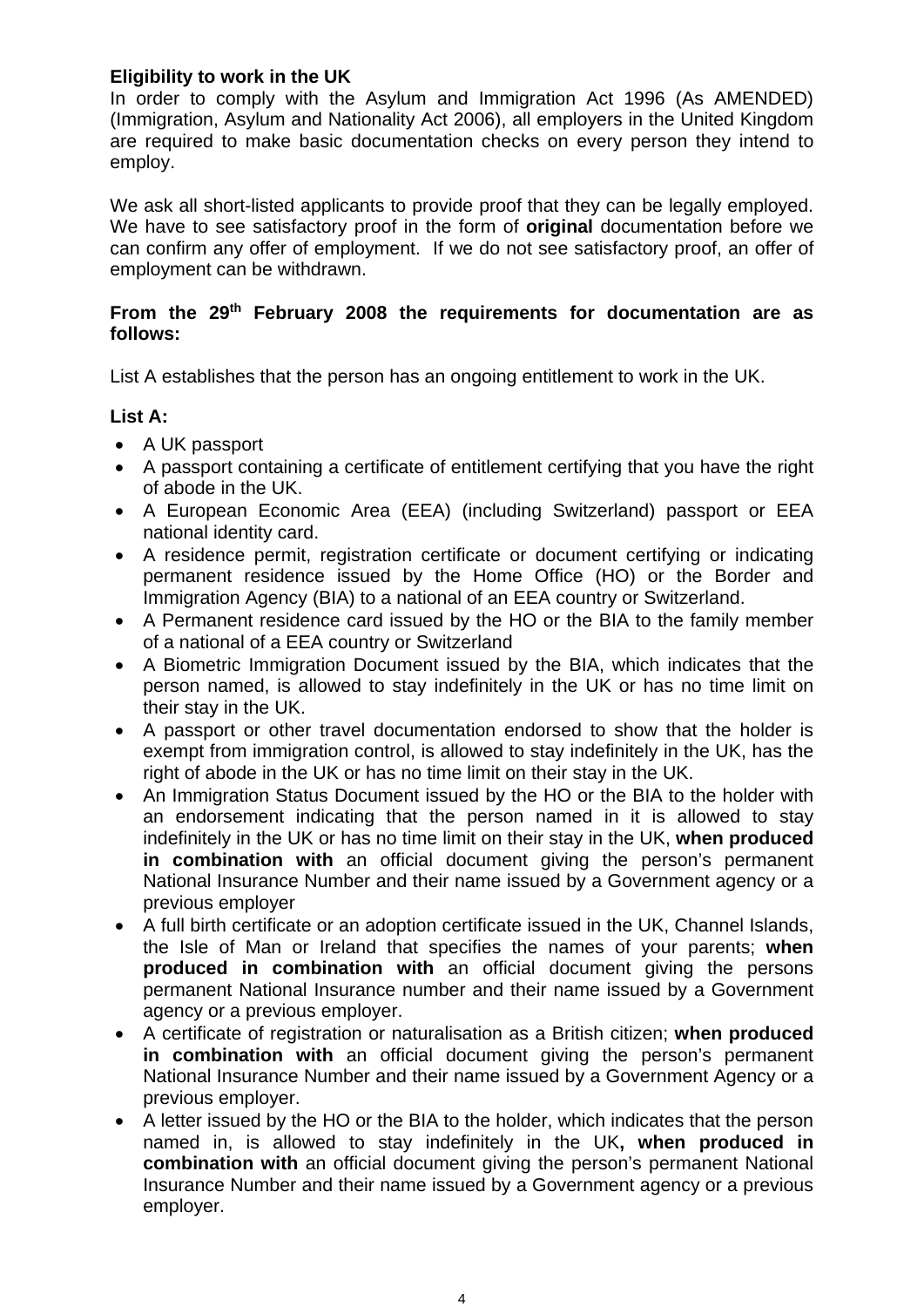**Eligibility to work in the UK**

In order to comply with the Asylum and Immigration Act 1996 (As AMENDED) (Immigration, Asylum and Nationality Act 2006), all employers in the United Kingdom are required to make basic documentation checks on every person they intend to employ.

We ask all short-listed applicants to provide proof that they can be legally employed. We have to see satisfactory proof in the form of **original** documentation before we can confirm any offer of employment. If we do not see satisfactory proof, an offer of employment can be withdrawn.

**From the 29th February 2008 the requirements for documentation are as follows:**

List A establishes that the person has an ongoing entitlement to work in the UK.

**List A:**

- A UK passport
- A passport containing a certificate of entitlement certifying that you have the right of abode in the UK.
- A European Economic Area (EEA) (including Switzerland) passport or EEA national identity card.
- A residence permit, registration certificate or document certifying or indicating permanent residence issued by the Home Office (HO) or the Border and Immigration Agency (BIA) to a national of an EEA country or Switzerland.
- A Permanent residence card issued by the HO or the BIA to the family member of a national of a EEA country or Switzerland
- A Biometric Immigration Document issued by the BIA, which indicates that the person named, is allowed to stay indefinitely in the UK or has no time limit on their stay in the UK.
- A passport or other travel documentation endorsed to show that the holder is exempt from immigration control, is allowed to stay indefinitely in the UK, has the right of abode in the UK or has no time limit on their stay in the UK.
- An Immigration Status Document issued by the HO or the BIA to the holder with an endorsement indicating that the person named in it is allowed to stay indefinitely in the UK or has no time limit on their stay in the UK, **when produced in combination with** an official document giving the person's permanent National Insurance Number and their name issued by a Government agency or a previous employer
- A full birth certificate or an adoption certificate issued in the UK, Channel Islands, the Isle of Man or Ireland that specifies the names of your parents; **when produced in combination with** an official document giving the persons permanent National Insurance number and their name issued by a Government agency or a previous employer.
- A certificate of registration or naturalisation as a British citizen; **when produced in combination with** an official document giving the person's permanent National Insurance Number and their name issued by a Government Agency or a previous employer.
- A letter issued by the HO or the BIA to the holder, which indicates that the person named in, is allowed to stay indefinitely in the UK**, when produced in combination with** an official document giving the person's permanent National Insurance Number and their name issued by a Government agency or a previous employer.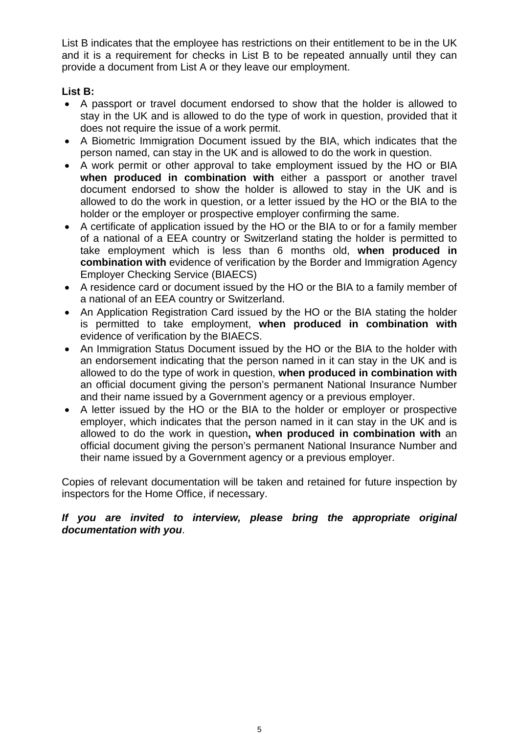List B indicates that the employee has restrictions on their entitlement to be in the UK and it is a requirement for checks in List B to be repeated annually until they can provide a document from List A or they leave our employment.

**List B:**

- A passport or travel document endorsed to show that the holder is allowed to stay in the UK and is allowed to do the type of work in question, provided that it does not require the issue of a work permit.
- A Biometric Immigration Document issued by the BIA, which indicates that the person named, can stay in the UK and is allowed to do the work in question.
- A work permit or other approval to take employment issued by the HO or BIA **when produced in combination with** either a passport or another travel document endorsed to show the holder is allowed to stay in the UK and is allowed to do the work in question, or a letter issued by the HO or the BIA to the holder or the employer or prospective employer confirming the same.
- A certificate of application issued by the HO or the BIA to or for a family member of a national of a EEA country or Switzerland stating the holder is permitted to take employment which is less than 6 months old, **when produced in combination with** evidence of verification by the Border and Immigration Agency Employer Checking Service (BIAECS)
- A residence card or document issued by the HO or the BIA to a family member of a national of an EEA country or Switzerland.
- An Application Registration Card issued by the HO or the BIA stating the holder is permitted to take employment, **when produced in combination with** evidence of verification by the BIAECS.
- An Immigration Status Document issued by the HO or the BIA to the holder with an endorsement indicating that the person named in it can stay in the UK and is allowed to do the type of work in question, **when produced in combination with** an official document giving the person's permanent National Insurance Number and their name issued by a Government agency or a previous employer.
- A letter issued by the HO or the BIA to the holder or employer or prospective employer, which indicates that the person named in it can stay in the UK and is allowed to do the work in question**, when produced in combination with** an official document giving the person's permanent National Insurance Number and their name issued by a Government agency or a previous employer.

Copies of relevant documentation will be taken and retained for future inspection by inspectors for the Home Office, if necessary.

***If you are invited to interview, please bring the appropriate original documentation with you***.